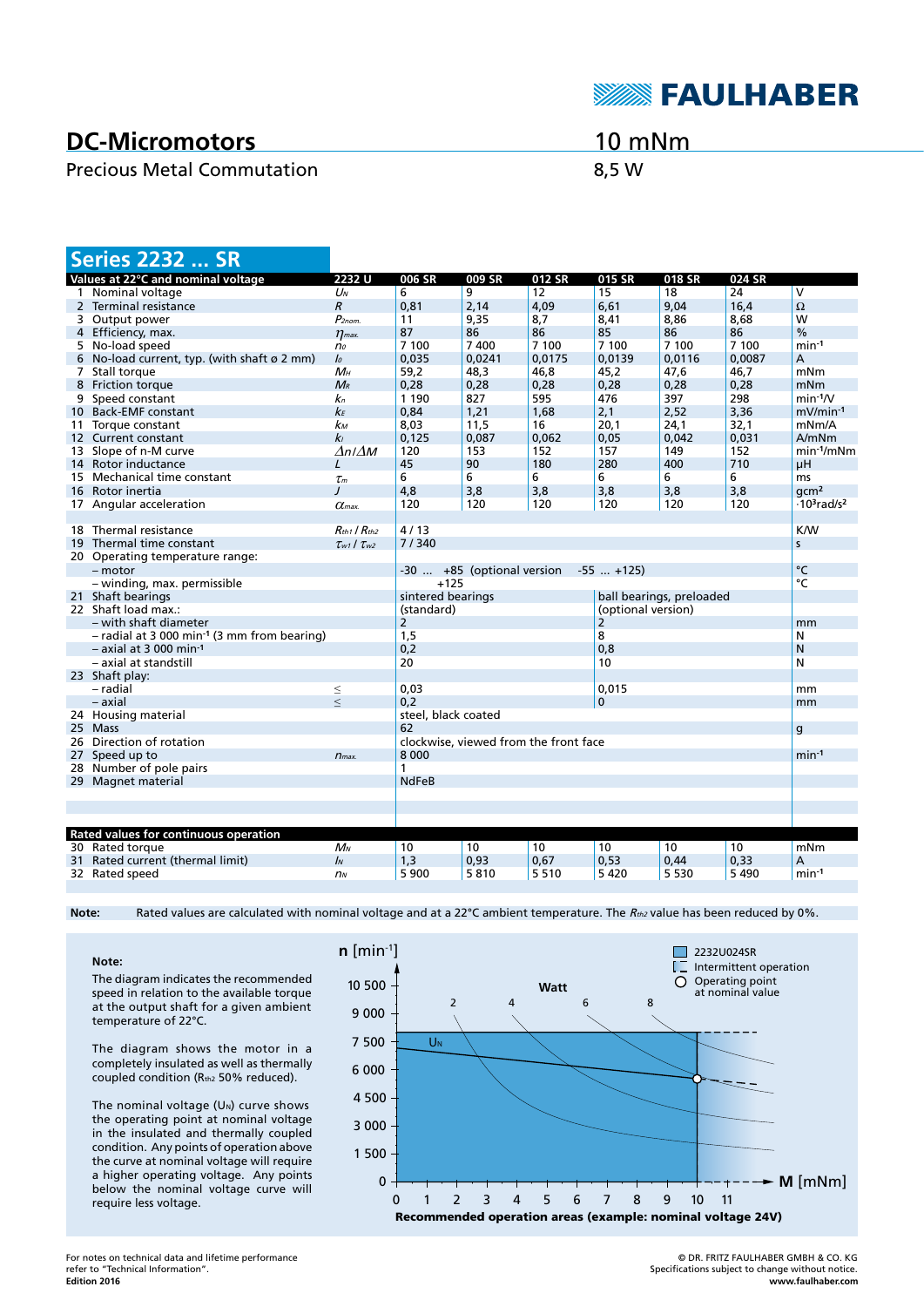# DC-Micromotors

Precious Metal Commutation

10 mNm

8,5 W

## Series 2232 ... SR

| | Values at 22°C and nominal voltage | 2232 U | 006 SR | 009 SR | 012 SR | 015 SR | 018 SR | 024 SR | |
|---|---|---|---|---|---|---|---|---|---|
| 1 | Nominal voltage | $U_N$ | 6 | 9 | 12 | 15 | 18 | 24 | V |
| 2 | Terminal resistance | $R$ | 0,81 | 2,14 | 4,09 | 6,61 | 9,04 | 16,4 | Ω |
| 3 | Output power | $P_{2nom.}$ | 11 | 9,35 | 8,7 | 8,41 | 8,86 | 8,68 | W |
| 4 | Efficiency, max. | $\eta_{max.}$ | 87 | 86 | 86 | 85 | 86 | 86 | % |
| 5 | No-load speed | $n_0$ | 7 100 | 7 400 | 7 100 | 7 100 | 7 100 | 7 100 | $min^{-1}$ |
| 6 | No-load current, typ. (with shaft ø 2 mm) | $I_0$ | 0,035 | 0,0241 | 0,0175 | 0,0139 | 0,0116 | 0,0087 | A |
| 7 | Stall torque | $M_H$ | 59,2 | 48,3 | 46,8 | 45,2 | 47,6 | 46,7 | mNm |
| 8 | Friction torque | $M_R$ | 0,28 | 0,28 | 0,28 | 0,28 | 0,28 | 0,28 | mNm |
| 9 | Speed constant | $k_n$ | 1 190 | 827 | 595 | 476 | 397 | 298 | $min^{-1}/V$ |
| 10 | Back-EMF constant | $k_E$ | 0,84 | 1,21 | 1,68 | 2,1 | 2,52 | 3,36 | $mV/min^{-1}$ |
| 11 | Torque constant | $k_M$ | 8,03 | 11,5 | 16 | 20,1 | 24,1 | 32,1 | mNm/A |
| 12 | Current constant | $k_I$ | 0,125 | 0,087 | 0,062 | 0,05 | 0,042 | 0,031 | A/mNm |
| 13 | Slope of n-M curve | $\Delta n/\Delta M$ | 120 | 153 | 152 | 157 | 149 | 152 | $min^{-1}/mNm$ |
| 14 | Rotor inductance | $L$ | 45 | 90 | 180 | 280 | 400 | 710 | µH |
| 15 | Mechanical time constant | $\tau_m$ | 6 | 6 | 6 | 6 | 6 | 6 | ms |
| 16 | Rotor inertia | $J$ | 4,8 | 3,8 | 3,8 | 3,8 | 3,8 | 3,8 | $gcm^2$ |
| 17 | Angular acceleration | $\alpha_{max.}$ | 120 | 120 | 120 | 120 | 120 | 120 | $\cdot 10^3 rad/s^2$ |
| | | | | | | | | | |
| 18 | Thermal resistance | $R_{th1}$ / $R_{th2}$ | 4 / 13 | | | | | | K/W |
| 19 | Thermal time constant | $\tau_{w1}$ / $\tau_{w2}$ | 7 / 340 | | | | | | s |
| 20 | Operating temperature range: | | | | | | | | |
| | – motor | | -30 ... +85 (optional version -55 ... +125) | | | | | | °C |
| | – winding, max. permissible | | +125 | | | | | | °C |
| 21 | Shaft bearings | | sintered bearings (standard) | | | ball bearings, preloaded (optional version) | | | |
| 22 | Shaft load max.: | | | | | | | | |
| | – with shaft diameter | | 2 | | | 2 | | | mm |
| | – radial at 3 000 $min^{-1}$ (3 mm from bearing) | | 1,5 | | | 8 | | | N |
| | – axial at 3 000 $min^{-1}$ | | 0,2 | | | 0,8 | | | N |
| | – axial at standstill | | 20 | | | 10 | | | N |
| 23 | Shaft play: | | | | | | | | |
| | – radial | ≤ | 0,03 | | | 0,015 | | | mm |
| | – axial | ≤ | 0,2 | | | 0 | | | mm |
| 24 | Housing material | | steel, black coated | | | | | | |
| 25 | Mass | | 62 | | | | | | g |
| 26 | Direction of rotation | | clockwise, viewed from the front face | | | | | | |
| 27 | Speed up to | $n_{max.}$ | 8 000 | | | | | | $min^{-1}$ |
| 28 | Number of pole pairs | | 1 | | | | | | |
| 29 | Magnet material | | NdFeB | | | | | | |
| | **Rated values for continuous operation** | | | | | | | | |
| 30 | Rated torque | $M_N$ | 10 | 10 | 10 | 10 | 10 | 10 | mNm |
| 31 | Rated current (thermal limit) | $I_N$ | 1,3 | 0,93 | 0,67 | 0,53 | 0,44 | 0,33 | A |
| 32 | Rated speed | $n_N$ | 5 900 | 5 810 | 5 510 | 5 420 | 5 530 | 5 490 | $min^{-1}$ |

**Note:** Rated values are calculated with nominal voltage and at a 22°C ambient temperature. The $R_{th2}$ value has been reduced by 0%.

**Note:**

The diagram indicates the recommended speed in relation to the available torque at the output shaft for a given ambient temperature of 22°C.

The diagram shows the motor in a completely insulated as well as thermally coupled condition ($R_{th2}$ 50% reduced).

The nominal voltage ($U_N$) curve shows the operating point at nominal voltage in the insulated and thermally coupled condition. Any points of operation above the curve at nominal voltage will require a higher operating voltage. Any points below the nominal voltage curve will require less voltage.

**Recommended operation areas (example: nominal voltage 24V)**

For notes on technical data and lifetime performance refer to "Technical Information".

Edition 2016

© DR. FRITZ FAULHABER GMBH & CO. KG
Specifications subject to change without notice.
www.faulhaber.com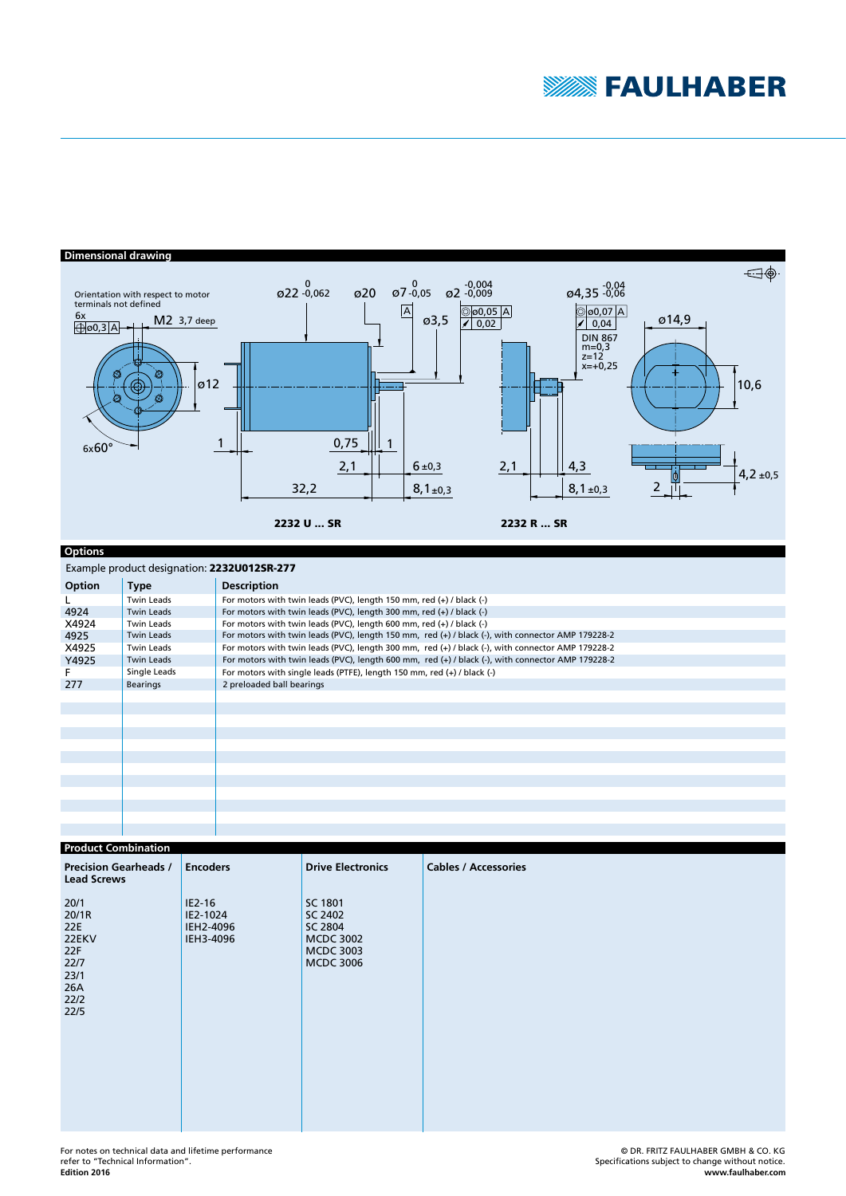## Dimensional drawing

Orientation with respect to motor terminals not defined

6x M2 3,7 deep

ø0,3 A

6x60°

ø12

ø22 0 -0,062

ø20

ø7 0 -0,05

A

ø2 -0,004 -0,009

ø3,5

ø0,05 A

0,02

1

0,75

1

2,1

6 ±0,3

32,2

8,1 ±0,3

ø4,35 -0,04 -0,06

ø0,07 A

0,04

DIN 867
m=0,3
z=12
x=+0,25

2,1

4,3

8,1 ±0,3

ø14,9

10,6

4,2 ±0,5

2

**2232 U ... SR**

**2232 R ... SR**

## Options

Example product designation: **2232U012SR-277**

| Option | Type | Description |
|---|---|---|
| L | Twin Leads | For motors with twin leads (PVC), length 150 mm, red (+) / black (-) |
| 4924 | Twin Leads | For motors with twin leads (PVC), length 300 mm, red (+) / black (-) |
| X4924 | Twin Leads | For motors with twin leads (PVC), length 600 mm, red (+) / black (-) |
| 4925 | Twin Leads | For motors with twin leads (PVC), length 150 mm, red (+) / black (-), with connector AMP 179228-2 |
| X4925 | Twin Leads | For motors with twin leads (PVC), length 300 mm, red (+) / black (-), with connector AMP 179228-2 |
| Y4925 | Twin Leads | For motors with twin leads (PVC), length 600 mm, red (+) / black (-), with connector AMP 179228-2 |
| F | Single Leads | For motors with single leads (PTFE), length 150 mm, red (+) / black (-) |
| 277 | Bearings | 2 preloaded ball bearings |

## Product Combination

| Precision Gearheads / Lead Screws | Encoders | Drive Electronics | Cables / Accessories |
|---|---|---|---|
| 20/1 | IE2-16 | SC 1801 | |
| 20/1R | IE2-1024 | SC 2402 | |
| 22E | IEH2-4096 | SC 2804 | |
| 22EKV | IEH3-4096 | MCDC 3002 | |
| 22F | | MCDC 3003 | |
| 22/7 | | MCDC 3006 | |
| 23/1 | | | |
| 26A | | | |
| 22/2 | | | |
| 22/5 | | | |

For notes on technical data and lifetime performance refer to "Technical Information".
**Edition 2016**

© DR. FRITZ FAULHABER GMBH & CO. KG
Specifications subject to change without notice.
**www.faulhaber.com**